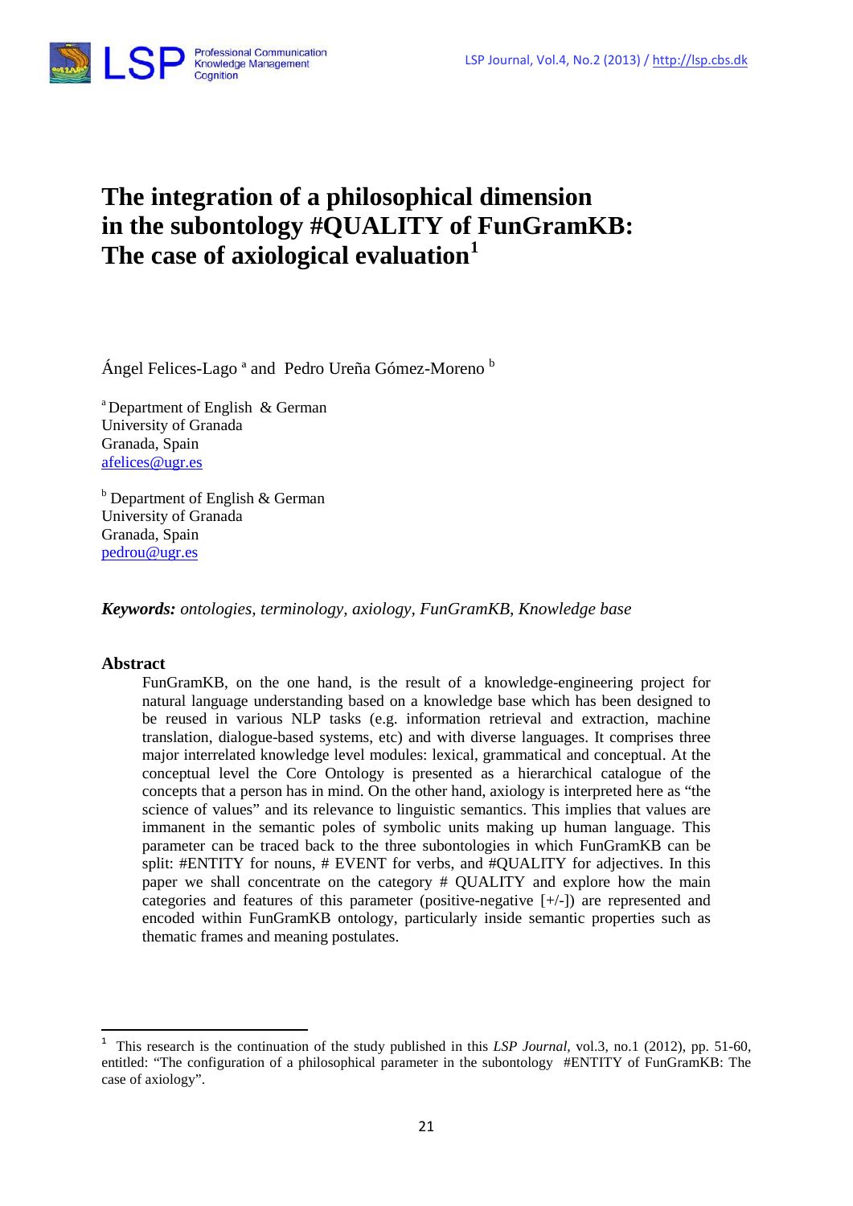# The integration of a philosophical dimension in the subontology #QUALITY of FunGramKB: The case of axiological evaluation[1]

Ángel Felices-Lago [a] and Pedro Ureña Gómez-Moreno [b]

[a] Department of English & German
University of Granada
Granada, Spain
afelices@ugr.es

[b] Department of English & German
University of Granada
Granada, Spain
pedrou@ugr.es

***Keywords:*** *ontologies, terminology, axiology, FunGramKB, Knowledge base*

## Abstract

FunGramKB, on the one hand, is the result of a knowledge-engineering project for natural language understanding based on a knowledge base which has been designed to be reused in various NLP tasks (e.g. information retrieval and extraction, machine translation, dialogue-based systems, etc) and with diverse languages. It comprises three major interrelated knowledge level modules: lexical, grammatical and conceptual. At the conceptual level the Core Ontology is presented as a hierarchical catalogue of the concepts that a person has in mind. On the other hand, axiology is interpreted here as "the science of values" and its relevance to linguistic semantics. This implies that values are immanent in the semantic poles of symbolic units making up human language. This parameter can be traced back to the three subontologies in which FunGramKB can be split: #ENTITY for nouns, # EVENT for verbs, and #QUALITY for adjectives. In this paper we shall concentrate on the category # QUALITY and explore how the main categories and features of this parameter (positive-negative [+/-]) are represented and encoded within FunGramKB ontology, particularly inside semantic properties such as thematic frames and meaning postulates.

---

[1] This research is the continuation of the study published in this *LSP Journal*, vol.3, no.1 (2012), pp. 51-60, entitled: "The configuration of a philosophical parameter in the subontology #ENTITY of FunGramKB: The case of axiology".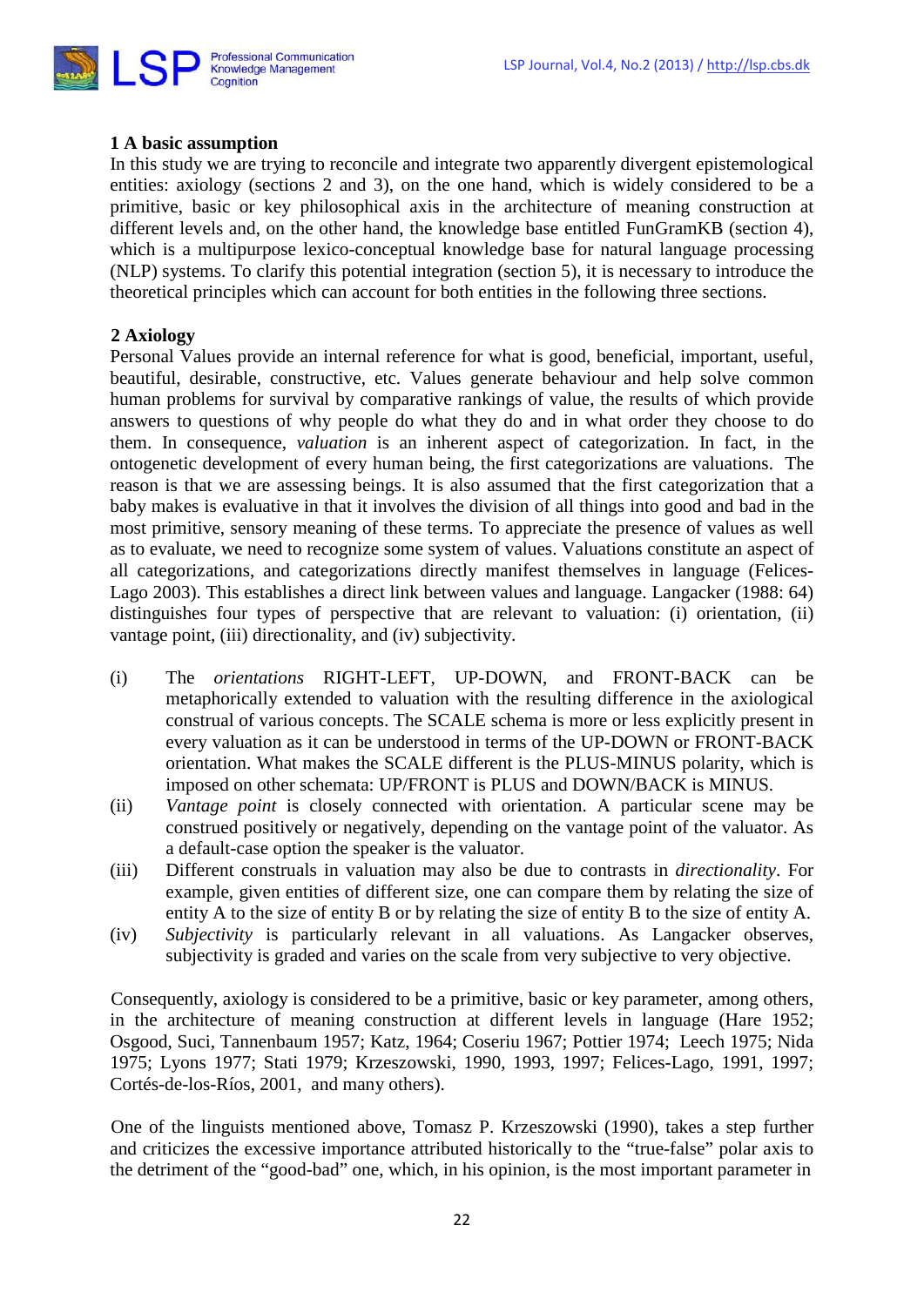## 1 A basic assumption

In this study we are trying to reconcile and integrate two apparently divergent epistemological entities: axiology (sections 2 and 3), on the one hand, which is widely considered to be a primitive, basic or key philosophical axis in the architecture of meaning construction at different levels and, on the other hand, the knowledge base entitled FunGramKB (section 4), which is a multipurpose lexico-conceptual knowledge base for natural language processing (NLP) systems. To clarify this potential integration (section 5), it is necessary to introduce the theoretical principles which can account for both entities in the following three sections.

## 2 Axiology

Personal Values provide an internal reference for what is good, beneficial, important, useful, beautiful, desirable, constructive, etc. Values generate behaviour and help solve common human problems for survival by comparative rankings of value, the results of which provide answers to questions of why people do what they do and in what order they choose to do them. In consequence, *valuation* is an inherent aspect of categorization. In fact, in the ontogenetic development of every human being, the first categorizations are valuations. The reason is that we are assessing beings. It is also assumed that the first categorization that a baby makes is evaluative in that it involves the division of all things into good and bad in the most primitive, sensory meaning of these terms. To appreciate the presence of values as well as to evaluate, we need to recognize some system of values. Valuations constitute an aspect of all categorizations, and categorizations directly manifest themselves in language (Felices-Lago 2003). This establishes a direct link between values and language. Langacker (1988: 64) distinguishes four types of perspective that are relevant to valuation: (i) orientation, (ii) vantage point, (iii) directionality, and (iv) subjectivity.

(i) The *orientations* RIGHT-LEFT, UP-DOWN, and FRONT-BACK can be metaphorically extended to valuation with the resulting difference in the axiological construal of various concepts. The SCALE schema is more or less explicitly present in every valuation as it can be understood in terms of the UP-DOWN or FRONT-BACK orientation. What makes the SCALE different is the PLUS-MINUS polarity, which is imposed on other schemata: UP/FRONT is PLUS and DOWN/BACK is MINUS.

(ii) *Vantage point* is closely connected with orientation. A particular scene may be construed positively or negatively, depending on the vantage point of the valuator. As a default-case option the speaker is the valuator.

(iii) Different construals in valuation may also be due to contrasts in *directionality*. For example, given entities of different size, one can compare them by relating the size of entity A to the size of entity B or by relating the size of entity B to the size of entity A.

(iv) *Subjectivity* is particularly relevant in all valuations. As Langacker observes, subjectivity is graded and varies on the scale from very subjective to very objective.

Consequently, axiology is considered to be a primitive, basic or key parameter, among others, in the architecture of meaning construction at different levels in language (Hare 1952; Osgood, Suci, Tannenbaum 1957; Katz, 1964; Coseriu 1967; Pottier 1974; Leech 1975; Nida 1975; Lyons 1977; Stati 1979; Krzeszowski, 1990, 1993, 1997; Felices-Lago, 1991, 1997; Cortés-de-los-Ríos, 2001, and many others).

One of the linguists mentioned above, Tomasz P. Krzeszowski (1990), takes a step further and criticizes the excessive importance attributed historically to the "true-false" polar axis to the detriment of the "good-bad" one, which, in his opinion, is the most important parameter in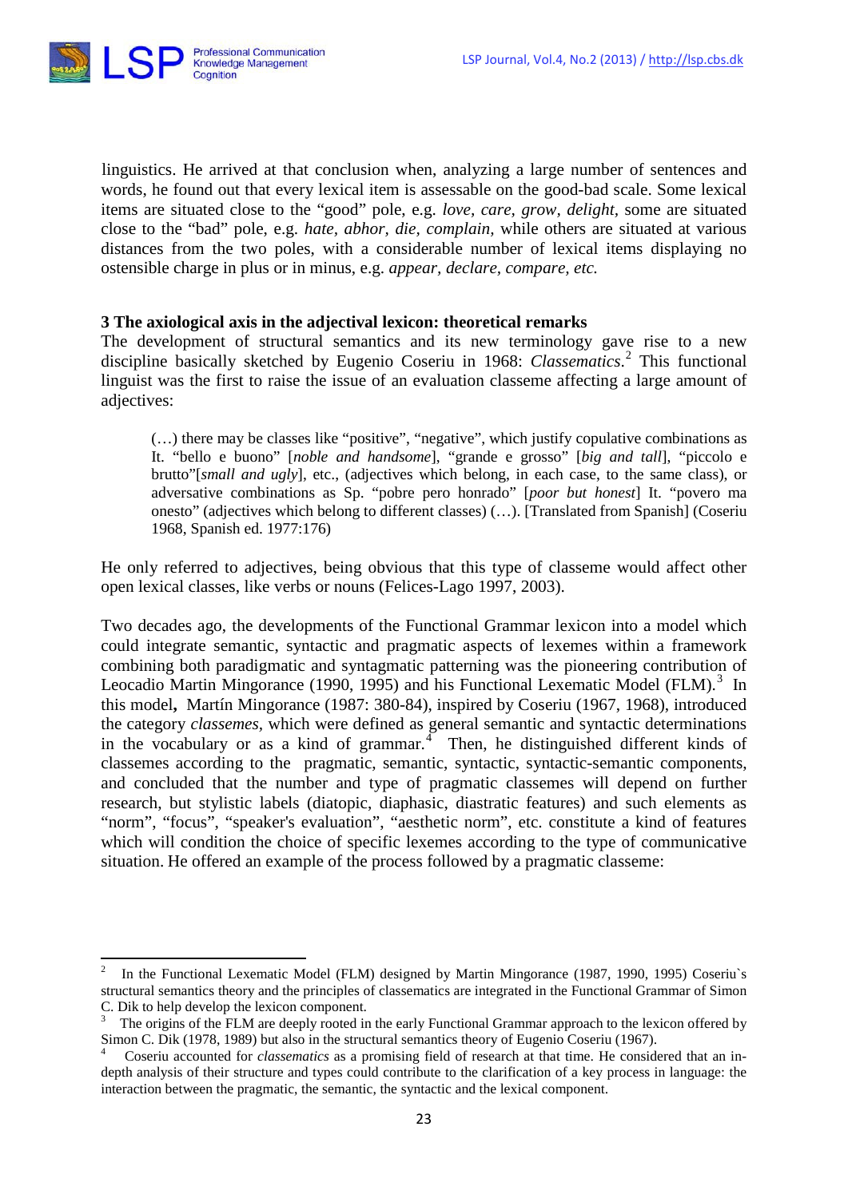linguistics. He arrived at that conclusion when, analyzing a large number of sentences and words, he found out that every lexical item is assessable on the good-bad scale. Some lexical items are situated close to the "good" pole, e.g. *love*, *care*, *grow*, *delight*, some are situated close to the "bad" pole, e.g. *hate*, *abhor*, *die*, *complain*, while others are situated at various distances from the two poles, with a considerable number of lexical items displaying no ostensible charge in plus or in minus, e.g. *appear*, *declare*, *compare, etc.*

## 3 The axiological axis in the adjectival lexicon: theoretical remarks

The development of structural semantics and its new terminology gave rise to a new discipline basically sketched by Eugenio Coseriu in 1968: *Classematics*.[2] This functional linguist was the first to raise the issue of an evaluation classeme affecting a large amount of adjectives:

> (…) there may be classes like "positive", "negative", which justify copulative combinations as It. "bello e buono" [*noble and handsome*], "grande e grosso" [*big and tall*], "piccolo e brutto"[*small and ugly*], etc., (adjectives which belong, in each case, to the same class), or adversative combinations as Sp. "pobre pero honrado" [*poor but honest*] It. "povero ma onesto" (adjectives which belong to different classes) (…). [Translated from Spanish] (Coseriu 1968, Spanish ed. 1977:176)

He only referred to adjectives, being obvious that this type of classeme would affect other open lexical classes, like verbs or nouns (Felices-Lago 1997, 2003).

Two decades ago, the developments of the Functional Grammar lexicon into a model which could integrate semantic, syntactic and pragmatic aspects of lexemes within a framework combining both paradigmatic and syntagmatic patterning was the pioneering contribution of Leocadio Martin Mingorance (1990, 1995) and his Functional Lexematic Model (FLM).[3] In this model**,** Martín Mingorance (1987: 380-84), inspired by Coseriu (1967, 1968), introduced the category *classemes*, which were defined as general semantic and syntactic determinations in the vocabulary or as a kind of grammar.[4] Then, he distinguished different kinds of classemes according to the pragmatic, semantic, syntactic, syntactic-semantic components, and concluded that the number and type of pragmatic classemes will depend on further research, but stylistic labels (diatopic, diaphasic, diastratic features) and such elements as "norm", "focus", "speaker's evaluation", "aesthetic norm", etc. constitute a kind of features which will condition the choice of specific lexemes according to the type of communicative situation. He offered an example of the process followed by a pragmatic classeme:

---

[2] In the Functional Lexematic Model (FLM) designed by Martin Mingorance (1987, 1990, 1995) Coseriu`s structural semantics theory and the principles of classematics are integrated in the Functional Grammar of Simon C. Dik to help develop the lexicon component.

[3] The origins of the FLM are deeply rooted in the early Functional Grammar approach to the lexicon offered by Simon C. Dik (1978, 1989) but also in the structural semantics theory of Eugenio Coseriu (1967).

[4] Coseriu accounted for *classematics* as a promising field of research at that time. He considered that an in-depth analysis of their structure and types could contribute to the clarification of a key process in language: the interaction between the pragmatic, the semantic, the syntactic and the lexical component.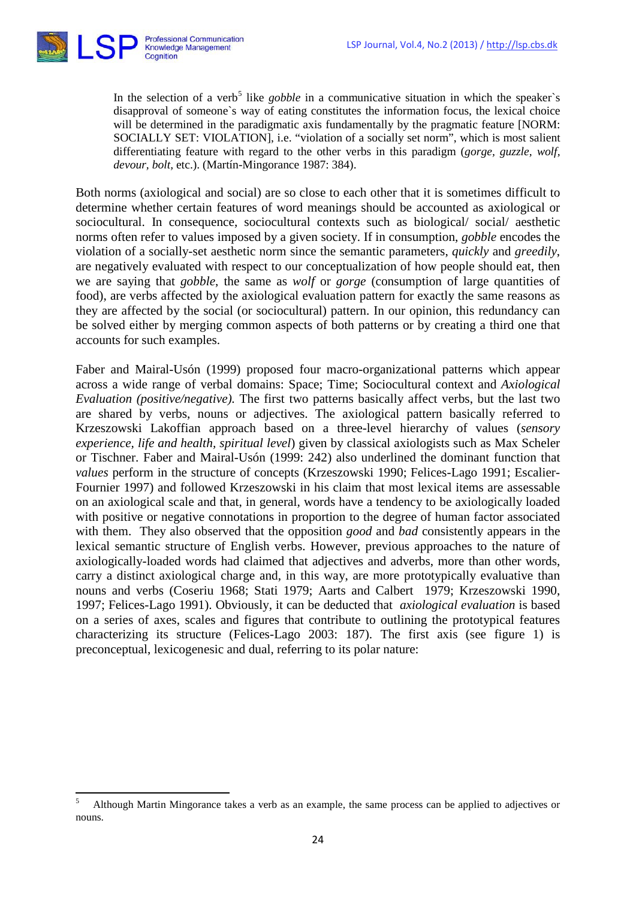> In the selection of a verb[5] like *gobble* in a communicative situation in which the speaker`s disapproval of someone`s way of eating constitutes the information focus, the lexical choice will be determined in the paradigmatic axis fundamentally by the pragmatic feature [NORM: SOCIALLY SET: VIOLATION], i.e. "violation of a socially set norm", which is most salient differentiating feature with regard to the other verbs in this paradigm (*gorge, guzzle, wolf, devour, bolt,* etc.). (Martín-Mingorance 1987: 384).

Both norms (axiological and social) are so close to each other that it is sometimes difficult to determine whether certain features of word meanings should be accounted as axiological or sociocultural. In consequence, sociocultural contexts such as biological/ social/ aesthetic norms often refer to values imposed by a given society. If in consumption, *gobble* encodes the violation of a socially-set aesthetic norm since the semantic parameters, *quickly* and *greedily*, are negatively evaluated with respect to our conceptualization of how people should eat, then we are saying that *gobble*, the same as *wolf* or *gorge* (consumption of large quantities of food), are verbs affected by the axiological evaluation pattern for exactly the same reasons as they are affected by the social (or sociocultural) pattern. In our opinion, this redundancy can be solved either by merging common aspects of both patterns or by creating a third one that accounts for such examples.

Faber and Mairal-Usón (1999) proposed four macro-organizational patterns which appear across a wide range of verbal domains: Space; Time; Sociocultural context and *Axiological Evaluation (positive/negative).* The first two patterns basically affect verbs, but the last two are shared by verbs, nouns or adjectives. The axiological pattern basically referred to Krzeszowski Lakoffian approach based on a three-level hierarchy of values (*sensory experience, life and health, spiritual level*) given by classical axiologists such as Max Scheler or Tischner. Faber and Mairal-Usón (1999: 242) also underlined the dominant function that *values* perform in the structure of concepts (Krzeszowski 1990; Felices-Lago 1991; Escalier-Fournier 1997) and followed Krzeszowski in his claim that most lexical items are assessable on an axiological scale and that, in general, words have a tendency to be axiologically loaded with positive or negative connotations in proportion to the degree of human factor associated with them. They also observed that the opposition *good* and *bad* consistently appears in the lexical semantic structure of English verbs. However, previous approaches to the nature of axiologically-loaded words had claimed that adjectives and adverbs, more than other words, carry a distinct axiological charge and, in this way, are more prototypically evaluative than nouns and verbs (Coseriu 1968; Stati 1979; Aarts and Calbert 1979; Krzeszowski 1990, 1997; Felices-Lago 1991). Obviously, it can be deducted that *axiological evaluation* is based on a series of axes, scales and figures that contribute to outlining the prototypical features characterizing its structure (Felices-Lago 2003: 187). The first axis (see figure 1) is preconceptual, lexicogenesic and dual, referring to its polar nature:

[5] Although Martin Mingorance takes a verb as an example, the same process can be applied to adjectives or nouns.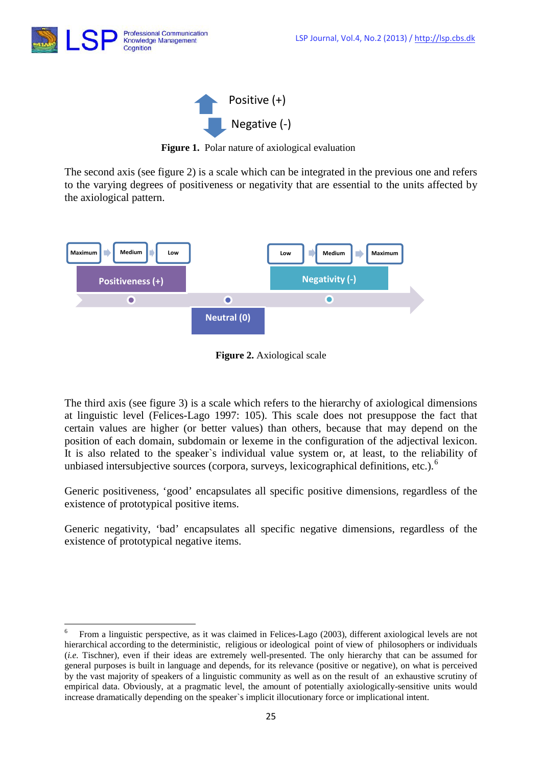Positive (+)

Negative (-)

**Figure 1.** Polar nature of axiological evaluation

The second axis (see figure 2) is a scale which can be integrated in the previous one and refers to the varying degrees of positiveness or negativity that are essential to the units affected by the axiological pattern.

Maximum → Medium → Low

Positiveness (+)

Neutral (0)

Low → Medium → Maximum

Negativity (-)

**Figure 2.** Axiological scale

The third axis (see figure 3) is a scale which refers to the hierarchy of axiological dimensions at linguistic level (Felices-Lago 1997: 105). This scale does not presuppose the fact that certain values are higher (or better values) than others, because that may depend on the position of each domain, subdomain or lexeme in the configuration of the adjectival lexicon. It is also related to the speaker`s individual value system or, at least, to the reliability of unbiased intersubjective sources (corpora, surveys, lexicographical definitions, etc.).[6]

Generic positiveness, 'good' encapsulates all specific positive dimensions, regardless of the existence of prototypical positive items.

Generic negativity, 'bad' encapsulates all specific negative dimensions, regardless of the existence of prototypical negative items.

---

[6] From a linguistic perspective, as it was claimed in Felices-Lago (2003), different axiological levels are not hierarchical according to the deterministic, religious or ideological point of view of philosophers or individuals (*i.e.* Tischner), even if their ideas are extremely well-presented. The only hierarchy that can be assumed for general purposes is built in language and depends, for its relevance (positive or negative), on what is perceived by the vast majority of speakers of a linguistic community as well as on the result of an exhaustive scrutiny of empirical data. Obviously, at a pragmatic level, the amount of potentially axiologically-sensitive units would increase dramatically depending on the speaker`s implicit illocutionary force or implicational intent.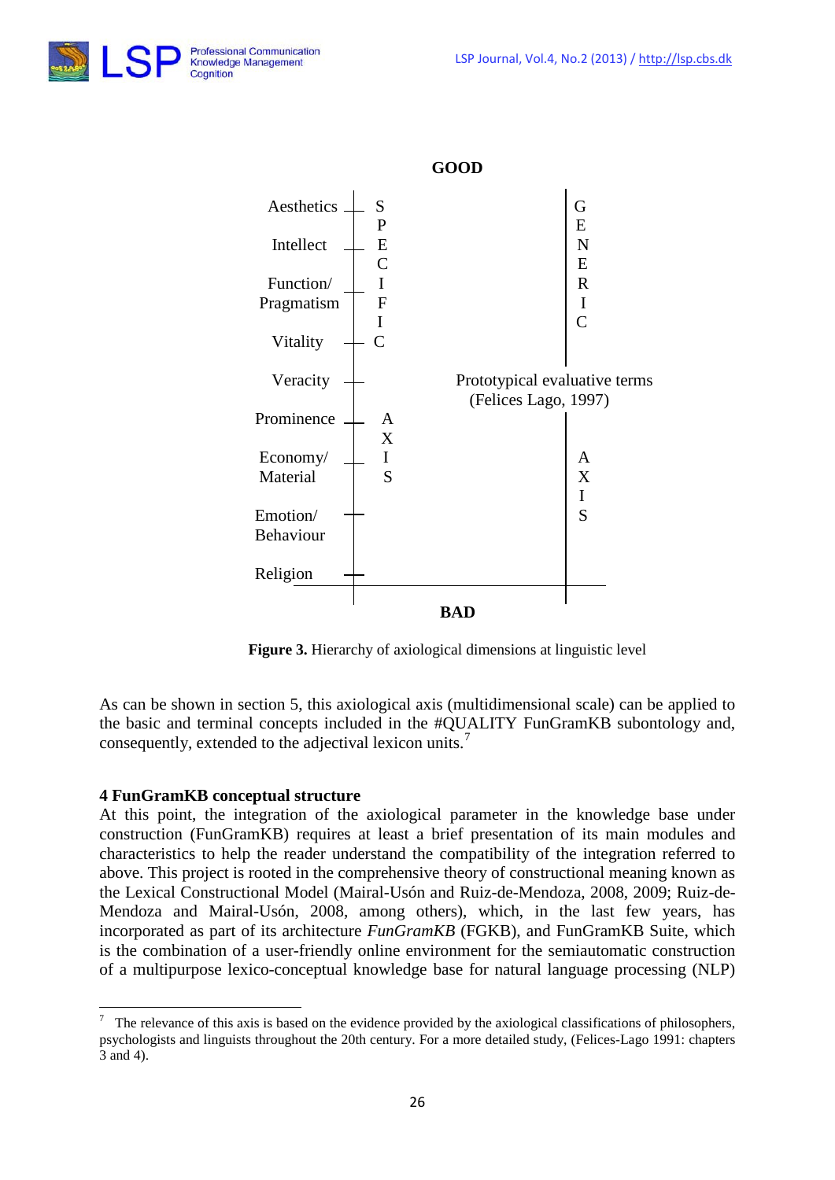GOOD

| | | | |
|---|---|---|---|
| Aesthetics | S P E C I F I C | | G E N E R I C |
| Intellect | | | |
| Function/ Pragmatism | | | |
| Vitality | | | |
| Veracity | | Prototypical evaluative terms (Felices Lago, 1997) | |
| Prominence | A X I S | | A X I S |
| Economy/ Material | | | |
| Emotion/ Behaviour | | | |
| Religion | | | |

BAD

**Figure 3.** Hierarchy of axiological dimensions at linguistic level

As can be shown in section 5, this axiological axis (multidimensional scale) can be applied to the basic and terminal concepts included in the #QUALITY FunGramKB subontology and, consequently, extended to the adjectival lexicon units.[7]

## 4 FunGramKB conceptual structure

At this point, the integration of the axiological parameter in the knowledge base under construction (FunGramKB) requires at least a brief presentation of its main modules and characteristics to help the reader understand the compatibility of the integration referred to above. This project is rooted in the comprehensive theory of constructional meaning known as the Lexical Constructional Model (Mairal-Usón and Ruiz-de-Mendoza, 2008, 2009; Ruiz-de-Mendoza and Mairal-Usón, 2008, among others), which, in the last few years, has incorporated as part of its architecture *FunGramKB* (FGKB), and FunGramKB Suite, which is the combination of a user-friendly online environment for the semiautomatic construction of a multipurpose lexico-conceptual knowledge base for natural language processing (NLP)

---

[7] The relevance of this axis is based on the evidence provided by the axiological classifications of philosophers, psychologists and linguists throughout the 20th century. For a more detailed study, (Felices-Lago 1991: chapters 3 and 4).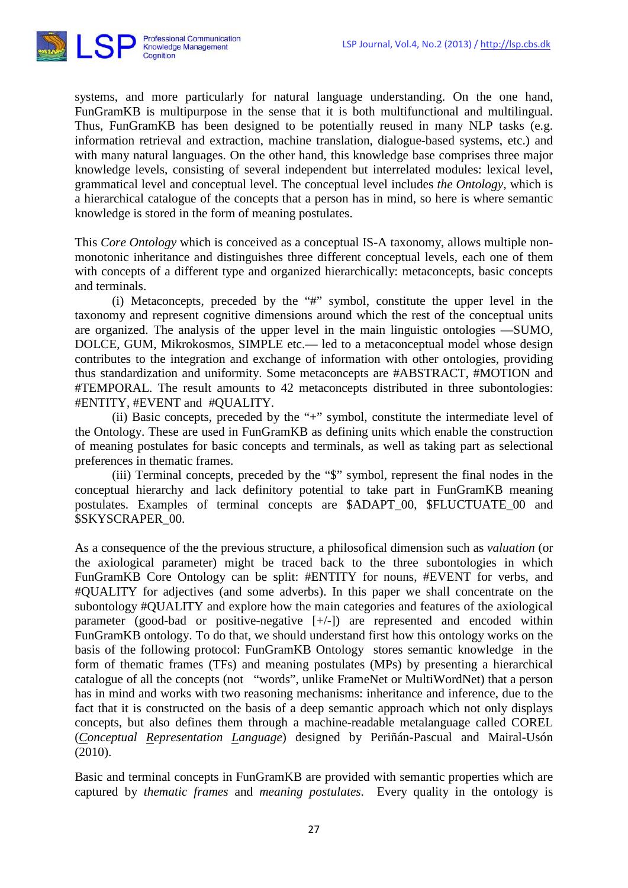systems, and more particularly for natural language understanding. On the one hand, FunGramKB is multipurpose in the sense that it is both multifunctional and multilingual. Thus, FunGramKB has been designed to be potentially reused in many NLP tasks (e.g. information retrieval and extraction, machine translation, dialogue-based systems, etc.) and with many natural languages. On the other hand, this knowledge base comprises three major knowledge levels, consisting of several independent but interrelated modules: lexical level, grammatical level and conceptual level. The conceptual level includes *the Ontology*, which is a hierarchical catalogue of the concepts that a person has in mind, so here is where semantic knowledge is stored in the form of meaning postulates.

This *Core Ontology* which is conceived as a conceptual IS-A taxonomy, allows multiple non-monotonic inheritance and distinguishes three different conceptual levels, each one of them with concepts of a different type and organized hierarchically: metaconcepts, basic concepts and terminals.

(i) Metaconcepts, preceded by the "#" symbol, constitute the upper level in the taxonomy and represent cognitive dimensions around which the rest of the conceptual units are organized. The analysis of the upper level in the main linguistic ontologies —SUMO, DOLCE, GUM, Mikrokosmos, SIMPLE etc.— led to a metaconceptual model whose design contributes to the integration and exchange of information with other ontologies, providing thus standardization and uniformity. Some metaconcepts are #ABSTRACT, #MOTION and #TEMPORAL. The result amounts to 42 metaconcepts distributed in three subontologies: #ENTITY, #EVENT and #QUALITY.

(ii) Basic concepts, preceded by the "+" symbol, constitute the intermediate level of the Ontology. These are used in FunGramKB as defining units which enable the construction of meaning postulates for basic concepts and terminals, as well as taking part as selectional preferences in thematic frames.

(iii) Terminal concepts, preceded by the "$" symbol, represent the final nodes in the conceptual hierarchy and lack definitory potential to take part in FunGramKB meaning postulates. Examples of terminal concepts are $ADAPT_00, $FLUCTUATE_00 and $SKYSCRAPER_00.

As a consequence of the the previous structure, a philosofical dimension such as *valuation* (or the axiological parameter) might be traced back to the three subontologies in which FunGramKB Core Ontology can be split: #ENTITY for nouns, #EVENT for verbs, and #QUALITY for adjectives (and some adverbs). In this paper we shall concentrate on the subontology #QUALITY and explore how the main categories and features of the axiological parameter (good-bad or positive-negative [+/-]) are represented and encoded within FunGramKB ontology. To do that, we should understand first how this ontology works on the basis of the following protocol: FunGramKB Ontology stores semantic knowledge in the form of thematic frames (TFs) and meaning postulates (MPs) by presenting a hierarchical catalogue of all the concepts (not "words", unlike FrameNet or MultiWordNet) that a person has in mind and works with two reasoning mechanisms: inheritance and inference, due to the fact that it is constructed on the basis of a deep semantic approach which not only displays concepts, but also defines them through a machine-readable metalanguage called COREL (*Conceptual Representation Language*) designed by Periñán-Pascual and Mairal-Usón (2010).

Basic and terminal concepts in FunGramKB are provided with semantic properties which are captured by *thematic frames* and *meaning postulates*. Every quality in the ontology is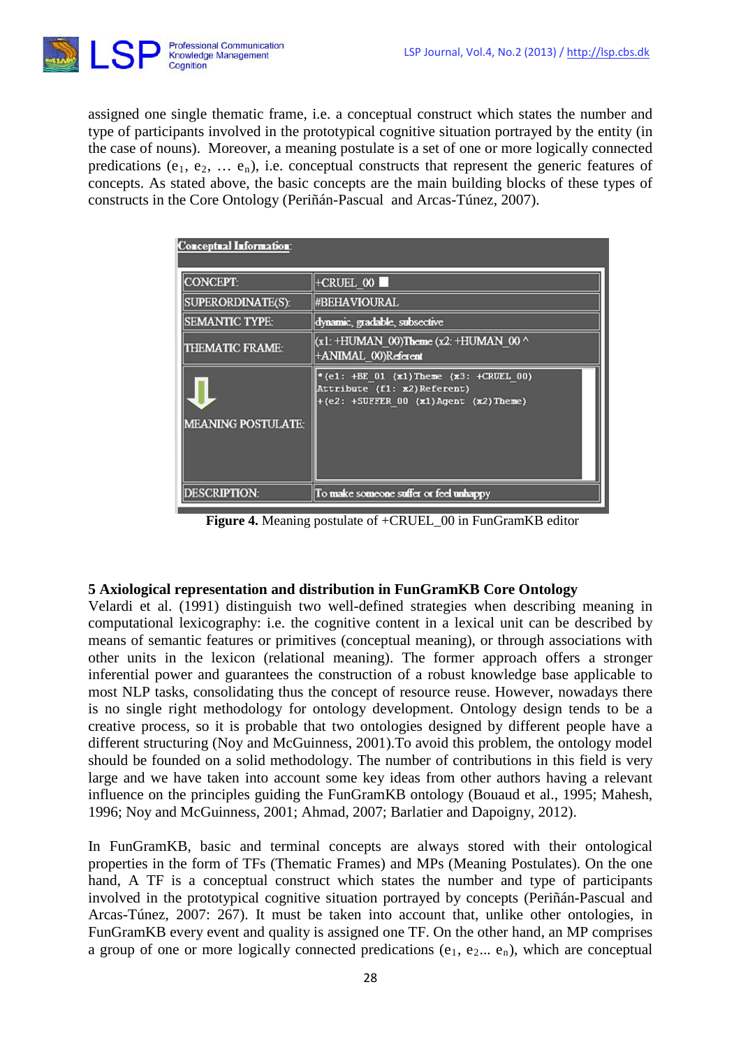assigned one single thematic frame, i.e. a conceptual construct which states the number and type of participants involved in the prototypical cognitive situation portrayed by the entity (in the case of nouns). Moreover, a meaning postulate is a set of one or more logically connected predications ($e_1$, $e_2$, … $e_n$), i.e. conceptual constructs that represent the generic features of concepts. As stated above, the basic concepts are the main building blocks of these types of constructs in the Core Ontology (Periñán-Pascual and Arcas-Túnez, 2007).

**Conceptual Information:**

| | |
|---|---|
| CONCEPT: | +CRUEL_00 |
| SUPERORDINATE(S): | #BEHAVIOURAL |
| SEMANTIC TYPE: | dynamic, gradable, subsective |
| THEMATIC FRAME: | (x1: +HUMAN_00)Theme (x2: +HUMAN_00 ^ +ANIMAL_00)Referent |
| MEANING POSTULATE: | *(e1: +BE_01 (x1)Theme (x3: +CRUEL_00) Attribute (f1: x2)Referent) +(e2: +SUFFER_00 (x1)Agent (x2)Theme) |
| DESCRIPTION: | To make someone suffer or feel unhappy |

**Figure 4.** Meaning postulate of +CRUEL_00 in FunGramKB editor

## 5 Axiological representation and distribution in FunGramKB Core Ontology

Velardi et al. (1991) distinguish two well-defined strategies when describing meaning in computational lexicography: i.e. the cognitive content in a lexical unit can be described by means of semantic features or primitives (conceptual meaning), or through associations with other units in the lexicon (relational meaning). The former approach offers a stronger inferential power and guarantees the construction of a robust knowledge base applicable to most NLP tasks, consolidating thus the concept of resource reuse. However, nowadays there is no single right methodology for ontology development. Ontology design tends to be a creative process, so it is probable that two ontologies designed by different people have a different structuring (Noy and McGuinness, 2001).To avoid this problem, the ontology model should be founded on a solid methodology. The number of contributions in this field is very large and we have taken into account some key ideas from other authors having a relevant influence on the principles guiding the FunGramKB ontology (Bouaud et al., 1995; Mahesh, 1996; Noy and McGuinness, 2001; Ahmad, 2007; Barlatier and Dapoigny, 2012).

In FunGramKB, basic and terminal concepts are always stored with their ontological properties in the form of TFs (Thematic Frames) and MPs (Meaning Postulates). On the one hand, A TF is a conceptual construct which states the number and type of participants involved in the prototypical cognitive situation portrayed by concepts (Periñán-Pascual and Arcas-Túnez, 2007: 267). It must be taken into account that, unlike other ontologies, in FunGramKB every event and quality is assigned one TF. On the other hand, an MP comprises a group of one or more logically connected predications ($e_1$, $e_2$... $e_n$), which are conceptual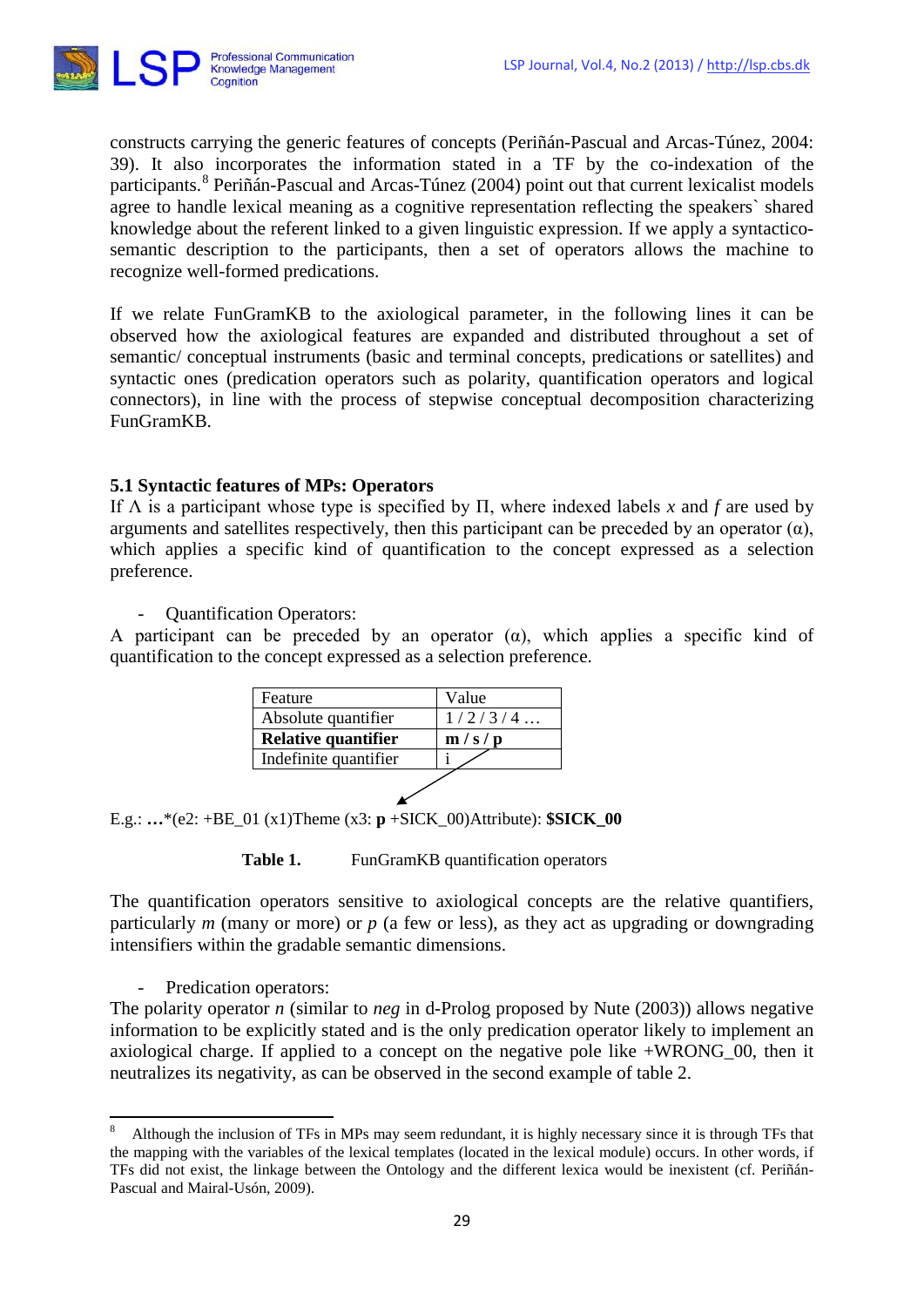constructs carrying the generic features of concepts (Periñán-Pascual and Arcas-Túnez, 2004: 39). It also incorporates the information stated in a TF by the co-indexation of the participants.[8] Periñán-Pascual and Arcas-Túnez (2004) point out that current lexicalist models agree to handle lexical meaning as a cognitive representation reflecting the speakers` shared knowledge about the referent linked to a given linguistic expression. If we apply a syntactico-semantic description to the participants, then a set of operators allows the machine to recognize well-formed predications.

If we relate FunGramKB to the axiological parameter, in the following lines it can be observed how the axiological features are expanded and distributed throughout a set of semantic/ conceptual instruments (basic and terminal concepts, predications or satellites) and syntactic ones (predication operators such as polarity, quantification operators and logical connectors), in line with the process of stepwise conceptual decomposition characterizing FunGramKB.

### 5.1 Syntactic features of MPs: Operators

If Λ is a participant whose type is specified by Π, where indexed labels *x* and *f* are used by arguments and satellites respectively, then this participant can be preceded by an operator (α), which applies a specific kind of quantification to the concept expressed as a selection preference.

- Quantification Operators:

A participant can be preceded by an operator (α), which applies a specific kind of quantification to the concept expressed as a selection preference.

| Feature | Value |
|---|---|
| Absolute quantifier | 1 / 2 / 3 / 4 … |
| **Relative quantifier** | **m / s / p** |
| Indefinite quantifier | i |

E.g.: **…***(e2: +BE_01 (x1)Theme (x3: **p** +SICK_00)Attribute): **$SICK_00**

**Table 1.** FunGramKB quantification operators

The quantification operators sensitive to axiological concepts are the relative quantifiers, particularly *m* (many or more) or *p* (a few or less), as they act as upgrading or downgrading intensifiers within the gradable semantic dimensions.

- Predication operators:

The polarity operator *n* (similar to *neg* in d-Prolog proposed by Nute (2003)) allows negative information to be explicitly stated and is the only predication operator likely to implement an axiological charge. If applied to a concept on the negative pole like +WRONG_00, then it neutralizes its negativity, as can be observed in the second example of table 2.

---

[8] Although the inclusion of TFs in MPs may seem redundant, it is highly necessary since it is through TFs that the mapping with the variables of the lexical templates (located in the lexical module) occurs. In other words, if TFs did not exist, the linkage between the Ontology and the different lexica would be inexistent (cf. Periñán-Pascual and Mairal-Usón, 2009).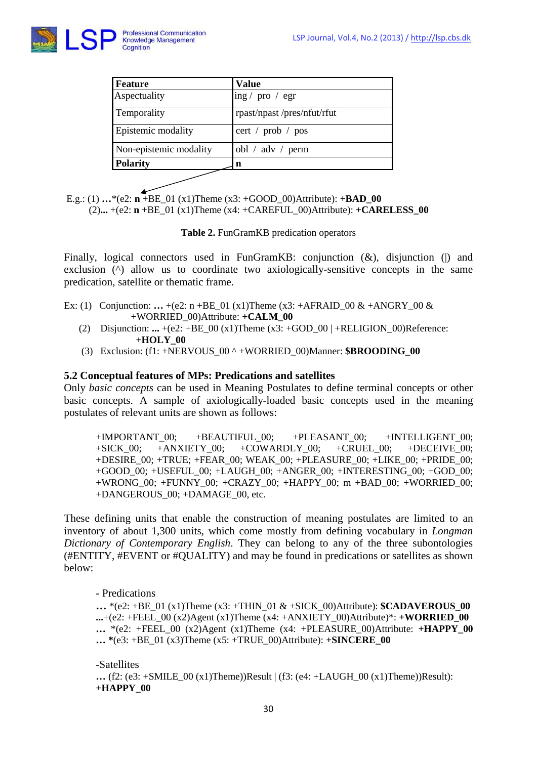| Feature | Value |
| --- | --- |
| Aspectuality | ing / pro / egr |
| Temporality | rpast/npast /pres/nfut/rfut |
| Epistemic modality | cert / prob / pos |
| Non-epistemic modality | obl / adv / perm |
| **Polarity** | **n** |

E.g.: (1) **…***(e2: **n** +BE_01 (x1)Theme (x3: +GOOD_00)Attribute): **+BAD_00**
(2)**...** +(e2: **n** +BE_01 (x1)Theme (x4: +CAREFUL_00)Attribute): **+CARELESS_00**

**Table 2.** FunGramKB predication operators

Finally, logical connectors used in FunGramKB: conjunction (&), disjunction (|) and exclusion (^) allow us to coordinate two axiologically-sensitive concepts in the same predication, satellite or thematic frame.

Ex: (1) Conjunction: **…** +(e2: n +BE_01 (x1)Theme (x3: +AFRAID_00 & +ANGRY_00 & +WORRIED_00)Attribute: **+CALM_00**
(2) Disjunction: **...** +(e2: +BE_00 (x1)Theme (x3: +GOD_00 | +RELIGION_00)Reference: **+HOLY_00**
(3) Exclusion: (f1: +NERVOUS_00 ^ +WORRIED_00)Manner: **$BROODING_00**

### 5.2 Conceptual features of MPs: Predications and satellites

Only *basic concepts* can be used in Meaning Postulates to define terminal concepts or other basic concepts. A sample of axiologically-loaded basic concepts used in the meaning postulates of relevant units are shown as follows:

+IMPORTANT_00; +BEAUTIFUL_00; +PLEASANT_00; +INTELLIGENT_00; +SICK_00; +ANXIETY_00; +COWARDLY_00; +CRUEL_00; +DECEIVE_00; +DESIRE_00; +TRUE; +FEAR_00; WEAK_00; +PLEASURE_00; +LIKE_00; +PRIDE_00; +GOOD_00; +USEFUL_00; +LAUGH_00; +ANGER_00; +INTERESTING_00; +GOD_00; +WRONG_00; +FUNNY_00; +CRAZY_00; +HAPPY_00; m +BAD_00; +WORRIED_00; +DANGEROUS_00; +DAMAGE_00, etc.

These defining units that enable the construction of meaning postulates are limited to an inventory of about 1,300 units, which come mostly from defining vocabulary in *Longman Dictionary of Contemporary English*. They can belong to any of the three subontologies (#ENTITY, #EVENT or #QUALITY) and may be found in predications or satellites as shown below:

- Predications

**…** *(e2: +BE_01 (x1)Theme (x3: +THIN_01 & +SICK_00)Attribute): **$CADAVEROUS_00**
**...**+(e2: +FEEL_00 (x2)Agent (x1)Theme (x4: +ANXIETY_00)Attribute)*: **+WORRIED_00**
**…** *(e2: +FEEL_00 (x2)Agent (x1)Theme (x4: +PLEASURE_00)Attribute: **+HAPPY_00**
**… ***(e3: +BE_01 (x3)Theme (x5: +TRUE_00)Attribute): **+SINCERE_00**

-Satellites

**…** (f2: (e3: +SMILE_00 (x1)Theme))Result | (f3: (e4: +LAUGH_00 (x1)Theme))Result): **+HAPPY_00**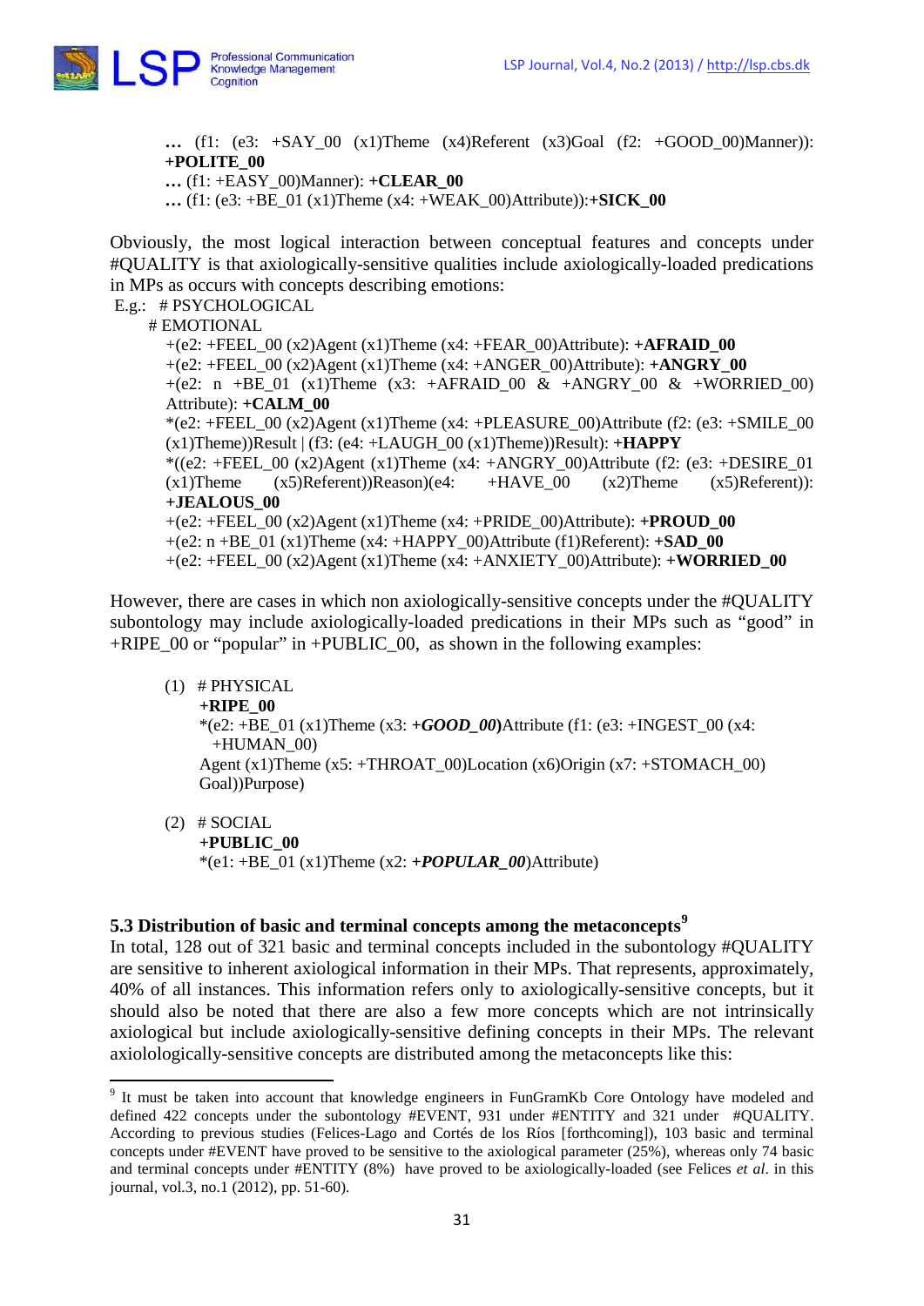**…** (f1: (e3: +SAY_00 (x1)Theme (x4)Referent (x3)Goal (f2: +GOOD_00)Manner)): **+POLITE_00**
**…** (f1: +EASY_00)Manner): **+CLEAR_00**
**…** (f1: (e3: +BE_01 (x1)Theme (x4: +WEAK_00)Attribute)):**+SICK_00**

Obviously, the most logical interaction between conceptual features and concepts under #QUALITY is that axiologically-sensitive qualities include axiologically-loaded predications in MPs as occurs with concepts describing emotions:

E.g.: # PSYCHOLOGICAL
# EMOTIONAL
+(e2: +FEEL_00 (x2)Agent (x1)Theme (x4: +FEAR_00)Attribute): **+AFRAID_00**
+(e2: +FEEL_00 (x2)Agent (x1)Theme (x4: +ANGER_00)Attribute): **+ANGRY_00**
+(e2: n +BE_01 (x1)Theme (x3: +AFRAID_00 & +ANGRY_00 & +WORRIED_00) Attribute): **+CALM_00**
*(e2: +FEEL_00 (x2)Agent (x1)Theme (x4: +PLEASURE_00)Attribute (f2: (e3: +SMILE_00 (x1)Theme))Result | (f3: (e4: +LAUGH_00 (x1)Theme))Result): **+HAPPY**
*((e2: +FEEL_00 (x2)Agent (x1)Theme (x4: +ANGRY_00)Attribute (f2: (e3: +DESIRE_01 (x1)Theme (x5)Referent))Reason)(e4: +HAVE_00 (x2)Theme (x5)Referent)): **+JEALOUS_00**
+(e2: +FEEL_00 (x2)Agent (x1)Theme (x4: +PRIDE_00)Attribute): **+PROUD_00**
+(e2: n +BE_01 (x1)Theme (x4: +HAPPY_00)Attribute (f1)Referent): **+SAD_00**
+(e2: +FEEL_00 (x2)Agent (x1)Theme (x4: +ANXIETY_00)Attribute): **+WORRIED_00**

However, there are cases in which non axiologically-sensitive concepts under the #QUALITY subontology may include axiologically-loaded predications in their MPs such as “good” in +RIPE_00 or “popular” in +PUBLIC_00, as shown in the following examples:

(1) # PHYSICAL
**+RIPE_00**
*(e2: +BE_01 (x1)Theme (x3: ***+GOOD_00*****)**Attribute (f1: (e3: +INGEST_00 (x4: +HUMAN_00) Agent (x1)Theme (x5: +THROAT_00)Location (x6)Origin (x7: +STOMACH_00) Goal))Purpose)

(2) # SOCIAL
**+PUBLIC_00**
*(e1: +BE_01 (x1)Theme (x2: ***+POPULAR_00***)Attribute)

### 5.3 Distribution of basic and terminal concepts among the metaconcepts[9]

In total, 128 out of 321 basic and terminal concepts included in the subontology #QUALITY are sensitive to inherent axiological information in their MPs. That represents, approximately, 40% of all instances. This information refers only to axiologically-sensitive concepts, but it should also be noted that there are also a few more concepts which are not intrinsically axiological but include axiologically-sensitive defining concepts in their MPs. The relevant axiolologically-sensitive concepts are distributed among the metaconcepts like this:

---

[9] It must be taken into account that knowledge engineers in FunGramKb Core Ontology have modeled and defined 422 concepts under the subontology #EVENT, 931 under #ENTITY and 321 under #QUALITY. According to previous studies (Felices-Lago and Cortés de los Ríos [forthcoming]), 103 basic and terminal concepts under #EVENT have proved to be sensitive to the axiological parameter (25%), whereas only 74 basic and terminal concepts under #ENTITY (8%) have proved to be axiologically-loaded (see Felices *et al*. in this journal, vol.3, no.1 (2012), pp. 51-60).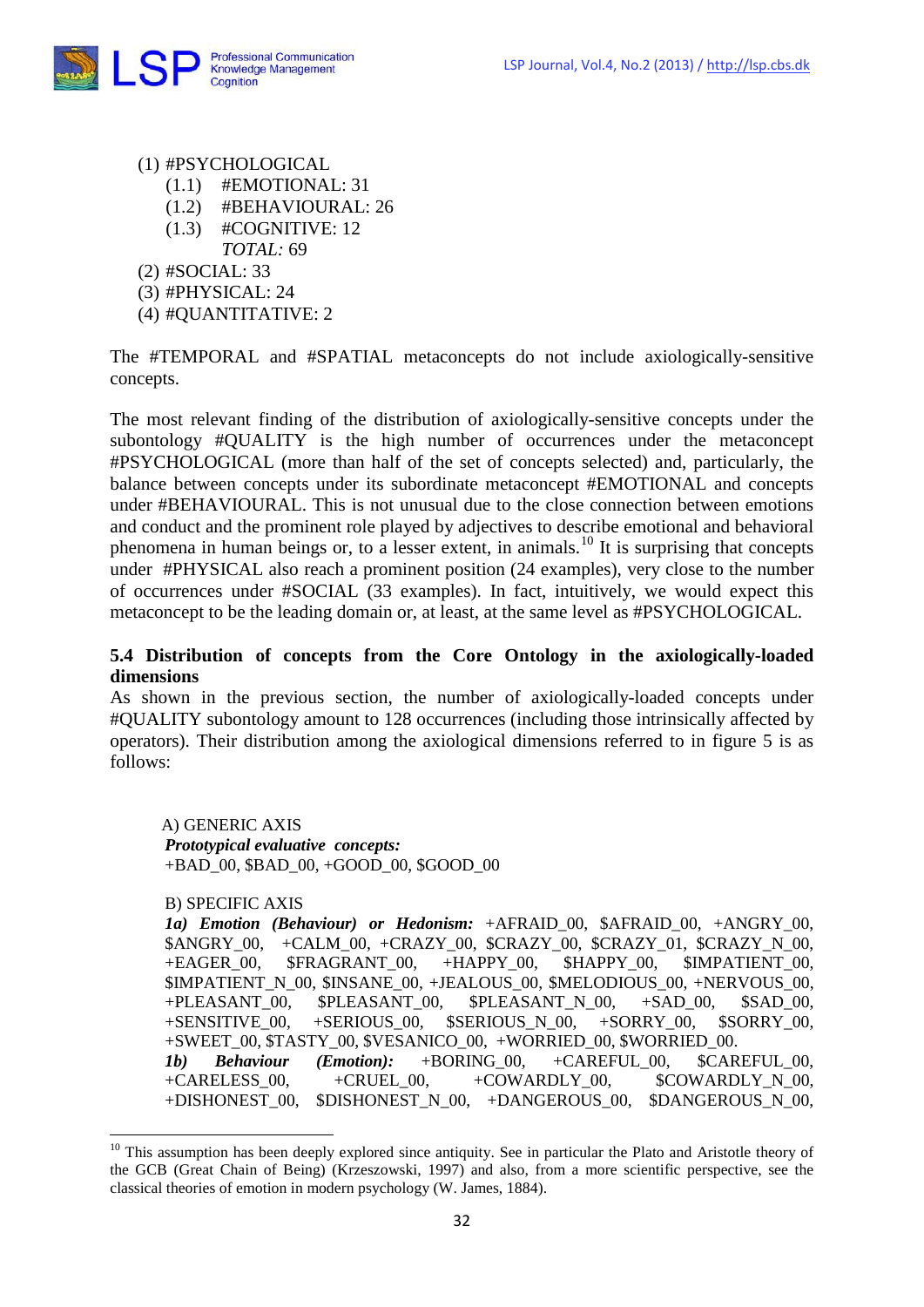(1) #PSYCHOLOGICAL
  - (1.1) #EMOTIONAL: 31
  - (1.2) #BEHAVIOURAL: 26
  - (1.3) #COGNITIVE: 12
  - *TOTAL:* 69

(2) #SOCIAL: 33
(3) #PHYSICAL: 24
(4) #QUANTITATIVE: 2

The #TEMPORAL and #SPATIAL metaconcepts do not include axiologically-sensitive concepts.

The most relevant finding of the distribution of axiologically-sensitive concepts under the subontology #QUALITY is the high number of occurrences under the metaconcept #PSYCHOLOGICAL (more than half of the set of concepts selected) and, particularly, the balance between concepts under its subordinate metaconcept #EMOTIONAL and concepts under #BEHAVIOURAL. This is not unusual due to the close connection between emotions and conduct and the prominent role played by adjectives to describe emotional and behavioral phenomena in human beings or, to a lesser extent, in animals.[10] It is surprising that concepts under #PHYSICAL also reach a prominent position (24 examples), very close to the number of occurrences under #SOCIAL (33 examples). In fact, intuitively, we would expect this metaconcept to be the leading domain or, at least, at the same level as #PSYCHOLOGICAL.

## 5.4 Distribution of concepts from the Core Ontology in the axiologically-loaded dimensions

As shown in the previous section, the number of axiologically-loaded concepts under #QUALITY subontology amount to 128 occurrences (including those intrinsically affected by operators). Their distribution among the axiological dimensions referred to in figure 5 is as follows:

A) GENERIC AXIS

***Prototypical evaluative concepts:***
+BAD_00, $BAD_00, +GOOD_00, $GOOD_00

B) SPECIFIC AXIS

***1a) Emotion (Behaviour) or Hedonism:*** +AFRAID_00, $AFRAID_00, +ANGRY_00, $ANGRY_00, +CALM_00, +CRAZY_00, $CRAZY_00, $CRAZY_01, $CRAZY_N_00, +EAGER_00, $FRAGRANT_00, +HAPPY_00, $HAPPY_00, $IMPATIENT_00, $IMPATIENT_N_00, $INSANE_00, +JEALOUS_00, $MELODIOUS_00, +NERVOUS_00, +PLEASANT_00, $PLEASANT_00, $PLEASANT_N_00, +SAD_00, $SAD_00, +SENSITIVE_00, +SERIOUS_00, $SERIOUS_N_00, +SORRY_00, $SORRY_00, +SWEET_00, $TASTY_00, $VESANICO_00, +WORRIED_00, $WORRIED_00.

***1b) Behaviour (Emotion):*** +BORING_00, +CAREFUL_00, $CAREFUL_00, +CARELESS_00, +CRUEL_00, +COWARDLY_00, $COWARDLY_N_00, +DISHONEST_00, $DISHONEST_N_00, +DANGEROUS_00, $DANGEROUS_N_00,

[10] This assumption has been deeply explored since antiquity. See in particular the Plato and Aristotle theory of the GCB (Great Chain of Being) (Krzeszowski, 1997) and also, from a more scientific perspective, see the classical theories of emotion in modern psychology (W. James, 1884).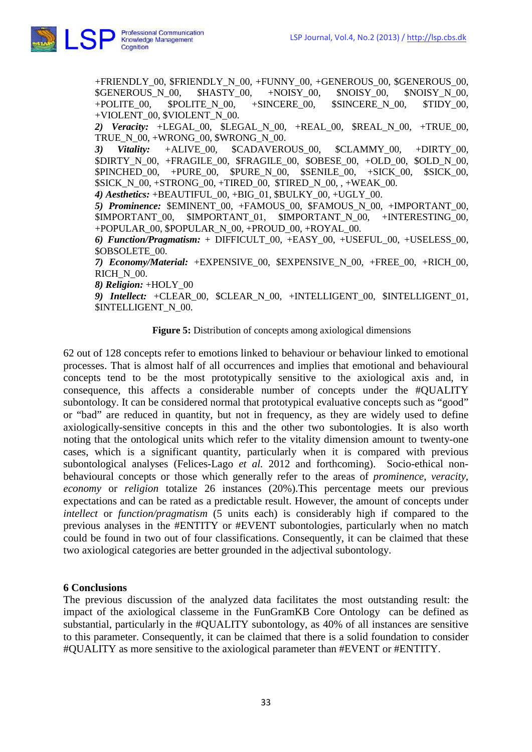+FRIENDLY_00, $FRIENDLY_N_00, +FUNNY_00, +GENEROUS_00, $GENEROUS_00, $GENEROUS_N_00, $HASTY_00, +NOISY_00, $NOISY_00, $NOISY_N_00, +POLITE_00, $POLITE_N_00, +SINCERE_00, $SINCERE_N_00, $TIDY_00, +VIOLENT_00, $VIOLENT_N_00.

*2)* ***Veracity:*** +LEGAL_00, $LEGAL_N_00, +REAL_00, $REAL_N_00, +TRUE_00, TRUE_N_00, +WRONG_00, $WRONG_N_00.

*3)* ***Vitality:*** +ALIVE_00, $CADAVEROUS_00, $CLAMMY_00, +DIRTY_00, $DIRTY_N_00, +FRAGILE_00, $FRAGILE_00, $OBESE_00, +OLD_00, $OLD_N_00, $PINCHED_00, +PURE_00, $PURE_N_00, $SENILE_00, +SICK_00, $SICK_00, $SICK_N_00, +STRONG_00, +TIRED_00, $TIRED_N_00, , +WEAK_00.

***4) Aesthetics:*** +BEAUTIFUL_00, +BIG_01, $BULKY_00, +UGLY_00.

***5) Prominence:*** $EMINENT_00, +FAMOUS_00, $FAMOUS_N_00, +IMPORTANT_00, $IMPORTANT_00, $IMPORTANT_01, $IMPORTANT_N_00, +INTERESTING_00, +POPULAR_00, $POPULAR_N_00, +PROUD_00, +ROYAL_00.

***6) Function/Pragmatism:*** + DIFFICULT_00, +EASY_00, +USEFUL_00, +USELESS_00, $OBSOLETE_00.

***7) Economy/Material:*** +EXPENSIVE_00, $EXPENSIVE_N_00, +FREE_00, +RICH_00, RICH_N_00.

***8) Religion:*** +HOLY_00

***9) Intellect:*** +CLEAR_00, $CLEAR_N_00, +INTELLIGENT_00, $INTELLIGENT_01, $INTELLIGENT_N_00.

**Figure 5:** Distribution of concepts among axiological dimensions

62 out of 128 concepts refer to emotions linked to behaviour or behaviour linked to emotional processes. That is almost half of all occurrences and implies that emotional and behavioural concepts tend to be the most prototypically sensitive to the axiological axis and, in consequence, this affects a considerable number of concepts under the #QUALITY subontology. It can be considered normal that prototypical evaluative concepts such as "good" or "bad" are reduced in quantity, but not in frequency, as they are widely used to define axiologically-sensitive concepts in this and the other two subontologies. It is also worth noting that the ontological units which refer to the vitality dimension amount to twenty-one cases, which is a significant quantity, particularly when it is compared with previous subontological analyses (Felices-Lago *et al.* 2012 and forthcoming). Socio-ethical non-behavioural concepts or those which generally refer to the areas of *prominence*, *veracity*, *economy* or *religion* totalize 26 instances (20%).This percentage meets our previous expectations and can be rated as a predictable result. However, the amount of concepts under *intellect* or *function/pragmatism* (5 units each) is considerably high if compared to the previous analyses in the #ENTITY or #EVENT subontologies, particularly when no match could be found in two out of four classifications. Consequently, it can be claimed that these two axiological categories are better grounded in the adjectival subontology.

## 6 Conclusions

The previous discussion of the analyzed data facilitates the most outstanding result: the impact of the axiological classeme in the FunGramKB Core Ontology can be defined as substantial, particularly in the #QUALITY subontology, as 40% of all instances are sensitive to this parameter. Consequently, it can be claimed that there is a solid foundation to consider #QUALITY as more sensitive to the axiological parameter than #EVENT or #ENTITY.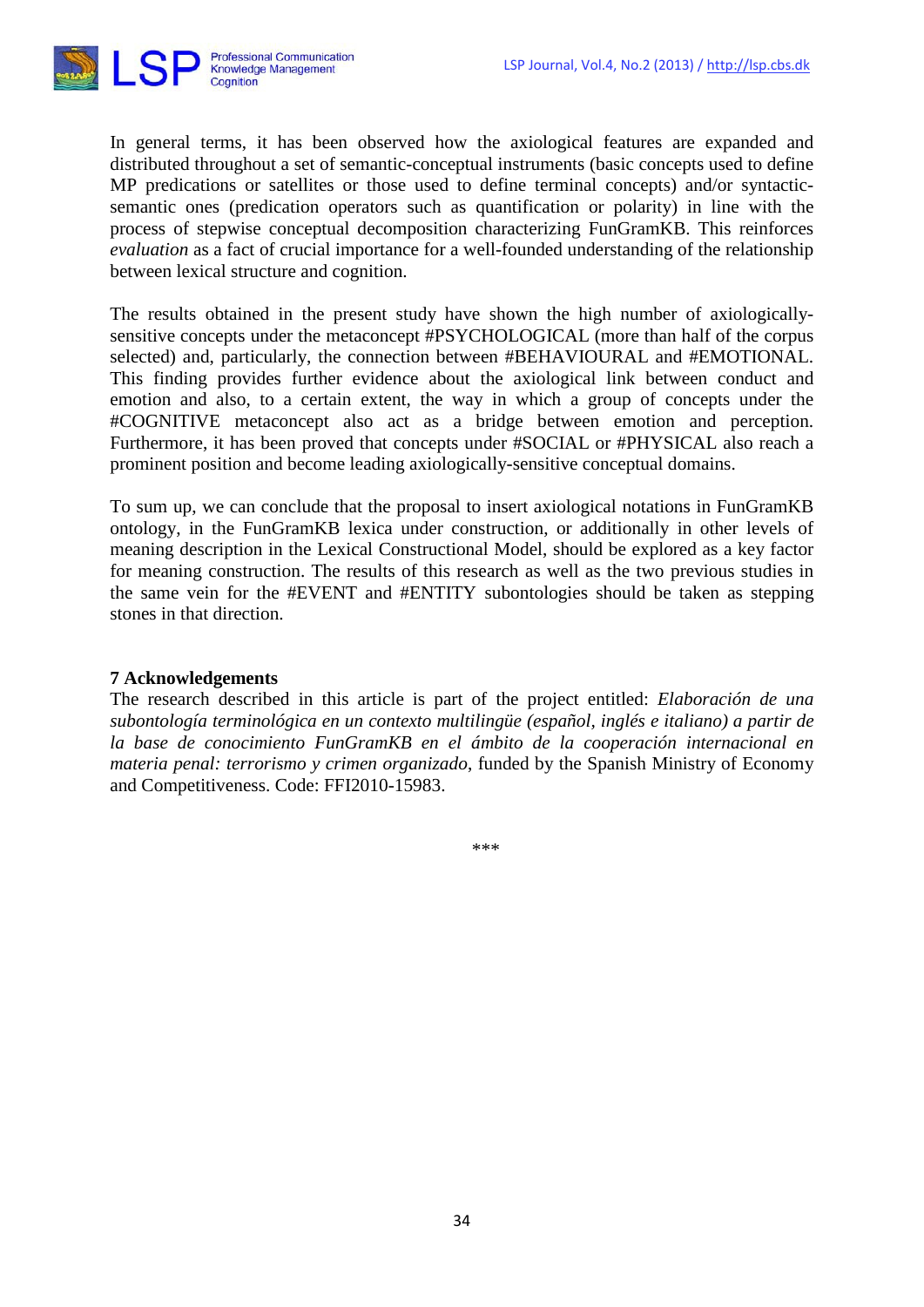In general terms, it has been observed how the axiological features are expanded and distributed throughout a set of semantic-conceptual instruments (basic concepts used to define MP predications or satellites or those used to define terminal concepts) and/or syntactic-semantic ones (predication operators such as quantification or polarity) in line with the process of stepwise conceptual decomposition characterizing FunGramKB. This reinforces *evaluation* as a fact of crucial importance for a well-founded understanding of the relationship between lexical structure and cognition.

The results obtained in the present study have shown the high number of axiologically-sensitive concepts under the metaconcept #PSYCHOLOGICAL (more than half of the corpus selected) and, particularly, the connection between #BEHAVIOURAL and #EMOTIONAL. This finding provides further evidence about the axiological link between conduct and emotion and also, to a certain extent, the way in which a group of concepts under the #COGNITIVE metaconcept also act as a bridge between emotion and perception. Furthermore, it has been proved that concepts under #SOCIAL or #PHYSICAL also reach a prominent position and become leading axiologically-sensitive conceptual domains.

To sum up, we can conclude that the proposal to insert axiological notations in FunGramKB ontology, in the FunGramKB lexica under construction, or additionally in other levels of meaning description in the Lexical Constructional Model, should be explored as a key factor for meaning construction. The results of this research as well as the two previous studies in the same vein for the #EVENT and #ENTITY subontologies should be taken as stepping stones in that direction.

## 7 Acknowledgements

The research described in this article is part of the project entitled: *Elaboración de una subontología terminológica en un contexto multilingüe (español, inglés e italiano) a partir de la base de conocimiento FunGramKB en el ámbito de la cooperación internacional en materia penal: terrorismo y crimen organizado*, funded by the Spanish Ministry of Economy and Competitiveness. Code: FFI2010-15983.

***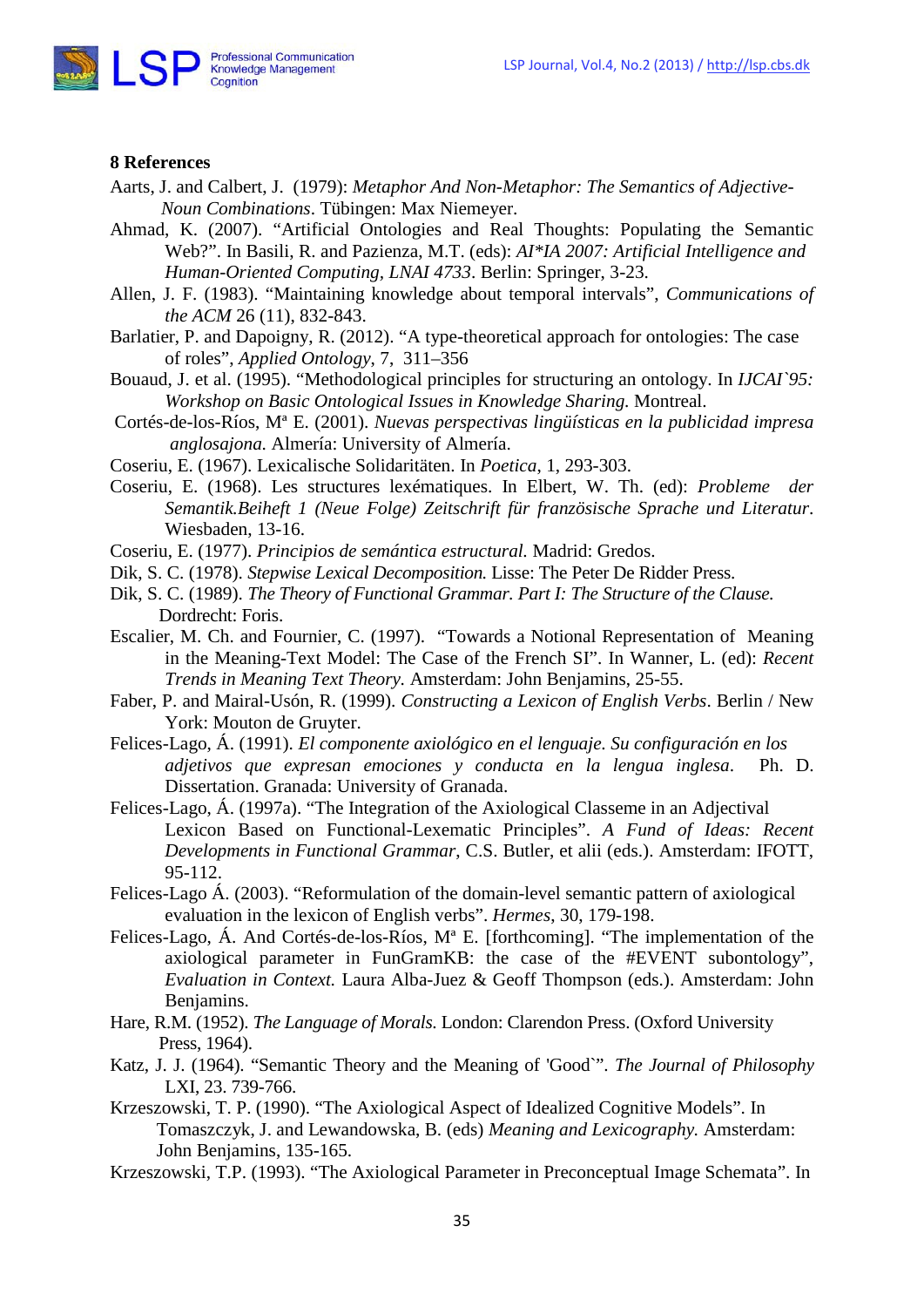## 8 References

Aarts, J. and Calbert, J. (1979): *Metaphor And Non-Metaphor: The Semantics of Adjective-Noun Combinations*. Tübingen: Max Niemeyer.

Ahmad, K. (2007). "Artificial Ontologies and Real Thoughts: Populating the Semantic Web?". In Basili, R. and Pazienza, M.T. (eds): *AI*IA 2007: Artificial Intelligence and Human-Oriented Computing, LNAI 4733*. Berlin: Springer, 3-23.

Allen, J. F. (1983). "Maintaining knowledge about temporal intervals", *Communications of the ACM* 26 (11), 832-843.

Barlatier, P. and Dapoigny, R. (2012). "A type-theoretical approach for ontologies: The case of roles", *Applied Ontology*, 7, 311–356

Bouaud, J. et al. (1995). "Methodological principles for structuring an ontology. In *IJCAI`95: Workshop on Basic Ontological Issues in Knowledge Sharing.* Montreal.

Cortés-de-los-Ríos, Mª E. (2001). *Nuevas perspectivas lingüísticas en la publicidad impresa anglosajona.* Almería: University of Almería.

Coseriu, E. (1967). Lexicalische Solidaritäten. In *Poetica*, 1, 293-303.

Coseriu, E. (1968). Les structures lexématiques. In Elbert, W. Th. (ed): *Probleme der Semantik.Beiheft 1 (Neue Folge) Zeitschrift für französische Sprache und Literatur*. Wiesbaden, 13-16.

Coseriu, E. (1977). *Principios de semántica estructural.* Madrid: Gredos.

Dik, S. C. (1978). *Stepwise Lexical Decomposition.* Lisse: The Peter De Ridder Press.

Dik, S. C. (1989). *The Theory of Functional Grammar. Part I: The Structure of the Clause.* Dordrecht: Foris.

Escalier, M. Ch. and Fournier, C. (1997). "Towards a Notional Representation of Meaning in the Meaning-Text Model: The Case of the French SI". In Wanner, L. (ed): *Recent Trends in Meaning Text Theory.* Amsterdam: John Benjamins, 25-55.

Faber, P. and Mairal-Usón, R. (1999). *Constructing a Lexicon of English Verbs*. Berlin / New York: Mouton de Gruyter.

Felices-Lago, Á. (1991). *El componente axiológico en el lenguaje. Su configuración en los adjetivos que expresan emociones y conducta en la lengua inglesa*. Ph. D. Dissertation. Granada: University of Granada.

Felices-Lago, Á. (1997a). "The Integration of the Axiological Classeme in an Adjectival Lexicon Based on Functional-Lexematic Principles". *A Fund of Ideas: Recent Developments in Functional Grammar*, C.S. Butler, et alii (eds.). Amsterdam: IFOTT, 95-112.

Felices-Lago Á. (2003). "Reformulation of the domain-level semantic pattern of axiological evaluation in the lexicon of English verbs". *Hermes*, 30, 179-198.

Felices-Lago, Á. And Cortés-de-los-Ríos, Mª E. [forthcoming]. "The implementation of the axiological parameter in FunGramKB: the case of the #EVENT subontology", *Evaluation in Context.* Laura Alba-Juez & Geoff Thompson (eds.). Amsterdam: John Benjamins.

Hare, R.M. (1952). *The Language of Morals.* London: Clarendon Press. (Oxford University Press, 1964).

Katz, J. J. (1964). "Semantic Theory and the Meaning of 'Good`". *The Journal of Philosophy* LXI, 23. 739-766.

Krzeszowski, T. P. (1990). "The Axiological Aspect of Idealized Cognitive Models". In Tomaszczyk, J. and Lewandowska, B. (eds) *Meaning and Lexicography.* Amsterdam: John Benjamins, 135-165.

Krzeszowski, T.P. (1993). "The Axiological Parameter in Preconceptual Image Schemata". In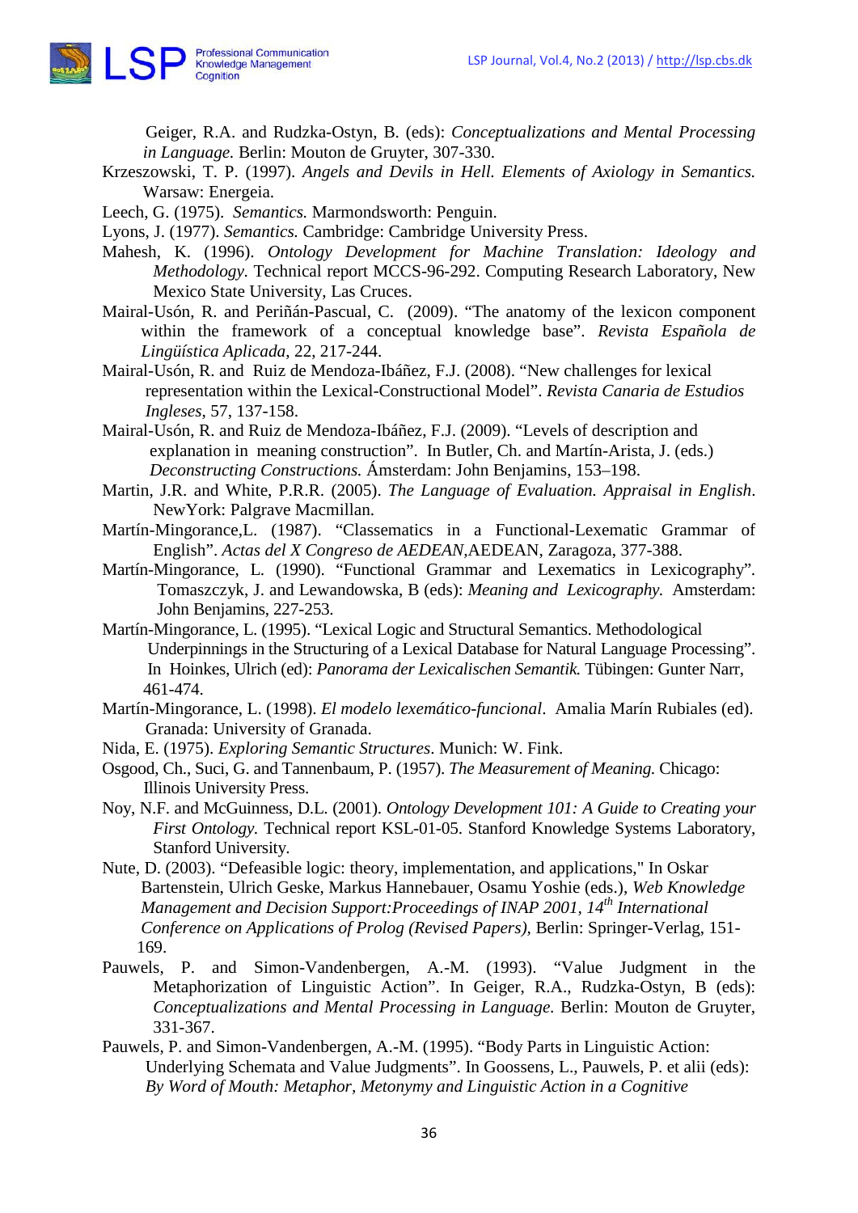Geiger, R.A. and Rudzka-Ostyn, B. (eds): *Conceptualizations and Mental Processing in Language.* Berlin: Mouton de Gruyter, 307-330.

Krzeszowski, T. P. (1997). *Angels and Devils in Hell. Elements of Axiology in Semantics.* Warsaw: Energeia.

Leech, G. (1975). *Semantics.* Marmondsworth: Penguin.

Lyons, J. (1977). *Semantics.* Cambridge: Cambridge University Press.

Mahesh, K. (1996). *Ontology Development for Machine Translation: Ideology and Methodology.* Technical report MCCS-96-292. Computing Research Laboratory, New Mexico State University, Las Cruces.

Mairal-Usón, R. and Periñán-Pascual, C. (2009). "The anatomy of the lexicon component within the framework of a conceptual knowledge base". *Revista Española de Lingüística Aplicada*, 22, 217-244.

Mairal-Usón, R. and Ruiz de Mendoza-Ibáñez, F.J. (2008). "New challenges for lexical representation within the Lexical-Constructional Model". *Revista Canaria de Estudios Ingleses*, 57, 137-158.

Mairal-Usón, R. and Ruiz de Mendoza-Ibáñez, F.J. (2009). "Levels of description and explanation in meaning construction". In Butler, Ch. and Martín-Arista, J. (eds.) *Deconstructing Constructions.* Ámsterdam: John Benjamins, 153–198.

Martin, J.R. and White, P.R.R. (2005). *The Language of Evaluation. Appraisal in English*. NewYork: Palgrave Macmillan.

Martín-Mingorance,L. (1987). "Classematics in a Functional-Lexematic Grammar of English". *Actas del X Congreso de AEDEAN*,AEDEAN, Zaragoza, 377-388.

Martín-Mingorance, L. (1990). "Functional Grammar and Lexematics in Lexicography". Tomaszczyk, J. and Lewandowska, B (eds): *Meaning and Lexicography.* Amsterdam: John Benjamins, 227-253.

Martín-Mingorance, L. (1995). "Lexical Logic and Structural Semantics. Methodological Underpinnings in the Structuring of a Lexical Database for Natural Language Processing". In Hoinkes, Ulrich (ed): *Panorama der Lexicalischen Semantik.* Tübingen: Gunter Narr, 461-474.

Martín-Mingorance, L. (1998). *El modelo lexemático-funcional*. Amalia Marín Rubiales (ed). Granada: University of Granada.

Nida, E. (1975). *Exploring Semantic Structures*. Munich: W. Fink.

Osgood, Ch., Suci, G. and Tannenbaum, P. (1957). *The Measurement of Meaning.* Chicago: Illinois University Press.

Noy, N.F. and McGuinness, D.L. (2001). *Ontology Development 101: A Guide to Creating your First Ontology.* Technical report KSL-01-05. Stanford Knowledge Systems Laboratory, Stanford University.

Nute, D. (2003). "Defeasible logic: theory, implementation, and applications," In Oskar Bartenstein, Ulrich Geske, Markus Hannebauer, Osamu Yoshie (eds.), *Web Knowledge Management and Decision Support:Proceedings of INAP 2001, 14th International Conference on Applications of Prolog (Revised Papers)*, Berlin: Springer-Verlag, 151-169.

Pauwels, P. and Simon-Vandenbergen, A.-M. (1993). "Value Judgment in the Metaphorization of Linguistic Action". In Geiger, R.A., Rudzka-Ostyn, B (eds): *Conceptualizations and Mental Processing in Language.* Berlin: Mouton de Gruyter, 331-367.

Pauwels, P. and Simon-Vandenbergen, A.-M. (1995). "Body Parts in Linguistic Action: Underlying Schemata and Value Judgments". In Goossens, L., Pauwels, P. et alii (eds): *By Word of Mouth: Metaphor, Metonymy and Linguistic Action in a Cognitive*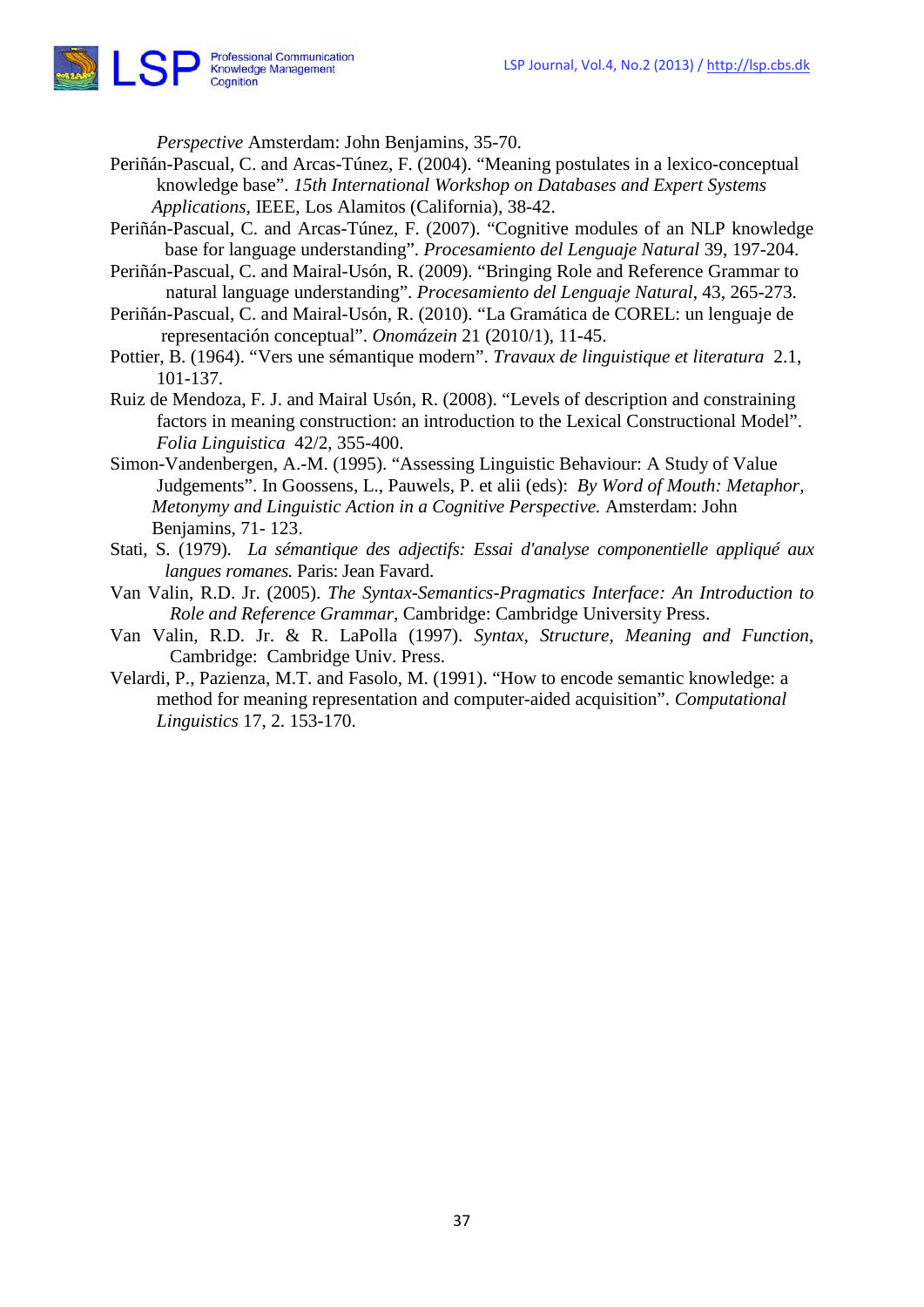*Perspective* Amsterdam: John Benjamins, 35-70.

Periñán-Pascual, C. and Arcas-Túnez, F. (2004). "Meaning postulates in a lexico-conceptual knowledge base". *15th International Workshop on Databases and Expert Systems Applications*, IEEE, Los Alamitos (California), 38-42.

Periñán-Pascual, C. and Arcas-Túnez, F. (2007). "Cognitive modules of an NLP knowledge base for language understanding". *Procesamiento del Lenguaje Natural* 39, 197-204.

Periñán-Pascual, C. and Mairal-Usón, R. (2009). "Bringing Role and Reference Grammar to natural language understanding". *Procesamiento del Lenguaje Natural*, 43, 265-273.

Periñán-Pascual, C. and Mairal-Usón, R. (2010). "La Gramática de COREL: un lenguaje de representación conceptual". *Onomázein* 21 (2010/1), 11-45.

Pottier, B. (1964). "Vers une sémantique modern". *Travaux de linguistique et literatura* 2.1, 101-137.

Ruiz de Mendoza, F. J. and Mairal Usón, R. (2008). "Levels of description and constraining factors in meaning construction: an introduction to the Lexical Constructional Model". *Folia Linguistica* 42/2, 355-400.

Simon-Vandenbergen, A.-M. (1995). "Assessing Linguistic Behaviour: A Study of Value Judgements". In Goossens, L., Pauwels, P. et alii (eds): *By Word of Mouth: Metaphor, Metonymy and Linguistic Action in a Cognitive Perspective.* Amsterdam: John Benjamins, 71- 123.

Stati, S. (1979). *La sémantique des adjectifs: Essai d'analyse componentielle appliqué aux langues romanes.* Paris: Jean Favard.

Van Valin, R.D. Jr. (2005). *The Syntax-Semantics-Pragmatics Interface: An Introduction to Role and Reference Grammar*, Cambridge: Cambridge University Press.

Van Valin, R.D. Jr. & R. LaPolla (1997). *Syntax, Structure, Meaning and Function*, Cambridge: Cambridge Univ. Press.

Velardi, P., Pazienza, M.T. and Fasolo, M. (1991). "How to encode semantic knowledge: a method for meaning representation and computer-aided acquisition". *Computational Linguistics* 17, 2. 153-170.